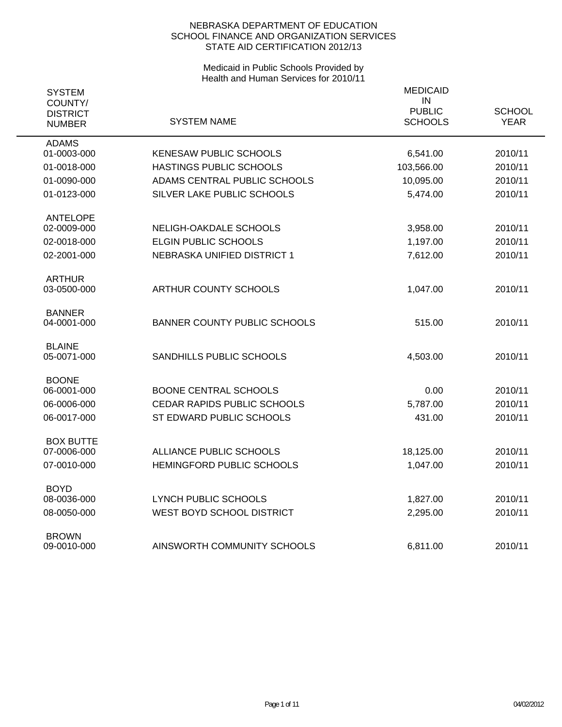NEBRASKA DEPARTMENT OF EDUCATION
SCHOOL FINANCE AND ORGANIZATION SERVICES
STATE AID CERTIFICATION 2012/13

Medicaid in Public Schools Provided by
Health and Human Services for 2010/11

| SYSTEM COUNTY/ DISTRICT NUMBER | SYSTEM NAME | MEDICAID IN PUBLIC SCHOOLS | SCHOOL YEAR |
|---|---|---|---|
| ADAMS | | | |
| 01-0003-000 | KENESAW PUBLIC SCHOOLS | 6,541.00 | 2010/11 |
| 01-0018-000 | HASTINGS PUBLIC SCHOOLS | 103,566.00 | 2010/11 |
| 01-0090-000 | ADAMS CENTRAL PUBLIC SCHOOLS | 10,095.00 | 2010/11 |
| 01-0123-000 | SILVER LAKE PUBLIC SCHOOLS | 5,474.00 | 2010/11 |
| ANTELOPE | | | |
| 02-0009-000 | NELIGH-OAKDALE SCHOOLS | 3,958.00 | 2010/11 |
| 02-0018-000 | ELGIN PUBLIC SCHOOLS | 1,197.00 | 2010/11 |
| 02-2001-000 | NEBRASKA UNIFIED DISTRICT 1 | 7,612.00 | 2010/11 |
| ARTHUR | | | |
| 03-0500-000 | ARTHUR COUNTY SCHOOLS | 1,047.00 | 2010/11 |
| BANNER | | | |
| 04-0001-000 | BANNER COUNTY PUBLIC SCHOOLS | 515.00 | 2010/11 |
| BLAINE | | | |
| 05-0071-000 | SANDHILLS PUBLIC SCHOOLS | 4,503.00 | 2010/11 |
| BOONE | | | |
| 06-0001-000 | BOONE CENTRAL SCHOOLS | 0.00 | 2010/11 |
| 06-0006-000 | CEDAR RAPIDS PUBLIC SCHOOLS | 5,787.00 | 2010/11 |
| 06-0017-000 | ST EDWARD PUBLIC SCHOOLS | 431.00 | 2010/11 |
| BOX BUTTE | | | |
| 07-0006-000 | ALLIANCE PUBLIC SCHOOLS | 18,125.00 | 2010/11 |
| 07-0010-000 | HEMINGFORD PUBLIC SCHOOLS | 1,047.00 | 2010/11 |
| BOYD | | | |
| 08-0036-000 | LYNCH PUBLIC SCHOOLS | 1,827.00 | 2010/11 |
| 08-0050-000 | WEST BOYD SCHOOL DISTRICT | 2,295.00 | 2010/11 |
| BROWN | | | |
| 09-0010-000 | AINSWORTH COMMUNITY SCHOOLS | 6,811.00 | 2010/11 |

04/02/2012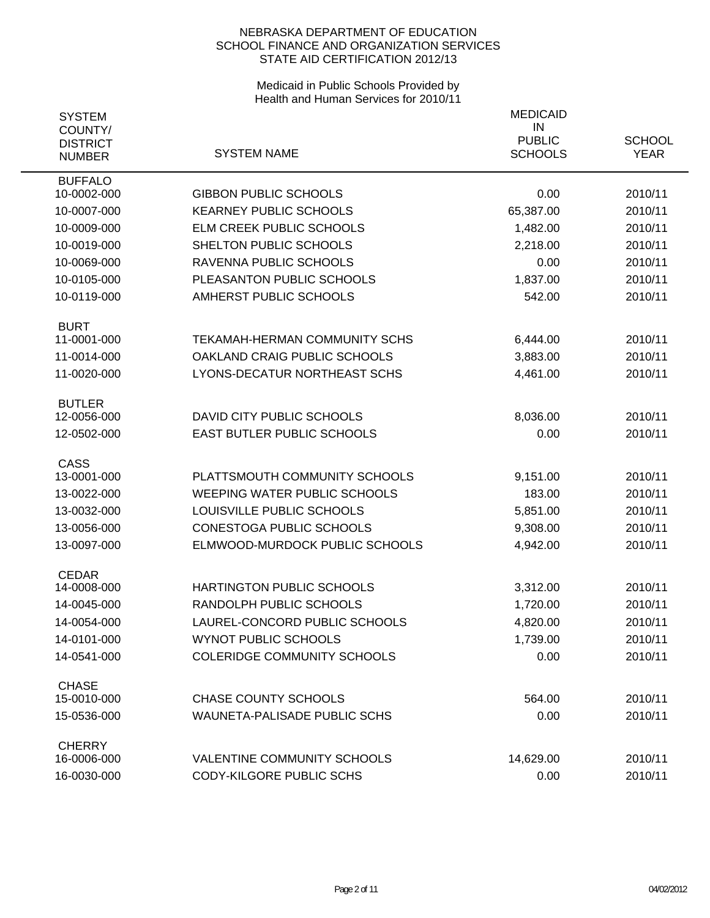NEBRASKA DEPARTMENT OF EDUCATION
SCHOOL FINANCE AND ORGANIZATION SERVICES
STATE AID CERTIFICATION 2012/13

Medicaid in Public Schools Provided by
Health and Human Services for 2010/11

| SYSTEM COUNTY/ DISTRICT NUMBER | SYSTEM NAME | MEDICAID IN PUBLIC SCHOOLS | SCHOOL YEAR |
|---|---|---|---|
| BUFFALO | | | |
| 10-0002-000 | GIBBON PUBLIC SCHOOLS | 0.00 | 2010/11 |
| 10-0007-000 | KEARNEY PUBLIC SCHOOLS | 65,387.00 | 2010/11 |
| 10-0009-000 | ELM CREEK PUBLIC SCHOOLS | 1,482.00 | 2010/11 |
| 10-0019-000 | SHELTON PUBLIC SCHOOLS | 2,218.00 | 2010/11 |
| 10-0069-000 | RAVENNA PUBLIC SCHOOLS | 0.00 | 2010/11 |
| 10-0105-000 | PLEASANTON PUBLIC SCHOOLS | 1,837.00 | 2010/11 |
| 10-0119-000 | AMHERST PUBLIC SCHOOLS | 542.00 | 2010/11 |
| BURT | | | |
| 11-0001-000 | TEKAMAH-HERMAN COMMUNITY SCHS | 6,444.00 | 2010/11 |
| 11-0014-000 | OAKLAND CRAIG PUBLIC SCHOOLS | 3,883.00 | 2010/11 |
| 11-0020-000 | LYONS-DECATUR NORTHEAST SCHS | 4,461.00 | 2010/11 |
| BUTLER | | | |
| 12-0056-000 | DAVID CITY PUBLIC SCHOOLS | 8,036.00 | 2010/11 |
| 12-0502-000 | EAST BUTLER PUBLIC SCHOOLS | 0.00 | 2010/11 |
| CASS | | | |
| 13-0001-000 | PLATTSMOUTH COMMUNITY SCHOOLS | 9,151.00 | 2010/11 |
| 13-0022-000 | WEEPING WATER PUBLIC SCHOOLS | 183.00 | 2010/11 |
| 13-0032-000 | LOUISVILLE PUBLIC SCHOOLS | 5,851.00 | 2010/11 |
| 13-0056-000 | CONESTOGA PUBLIC SCHOOLS | 9,308.00 | 2010/11 |
| 13-0097-000 | ELMWOOD-MURDOCK PUBLIC SCHOOLS | 4,942.00 | 2010/11 |
| CEDAR | | | |
| 14-0008-000 | HARTINGTON PUBLIC SCHOOLS | 3,312.00 | 2010/11 |
| 14-0045-000 | RANDOLPH PUBLIC SCHOOLS | 1,720.00 | 2010/11 |
| 14-0054-000 | LAUREL-CONCORD PUBLIC SCHOOLS | 4,820.00 | 2010/11 |
| 14-0101-000 | WYNOT PUBLIC SCHOOLS | 1,739.00 | 2010/11 |
| 14-0541-000 | COLERIDGE COMMUNITY SCHOOLS | 0.00 | 2010/11 |
| CHASE | | | |
| 15-0010-000 | CHASE COUNTY SCHOOLS | 564.00 | 2010/11 |
| 15-0536-000 | WAUNETA-PALISADE PUBLIC SCHS | 0.00 | 2010/11 |
| CHERRY | | | |
| 16-0006-000 | VALENTINE COMMUNITY SCHOOLS | 14,629.00 | 2010/11 |
| 16-0030-000 | CODY-KILGORE PUBLIC SCHS | 0.00 | 2010/11 |

04/02/2012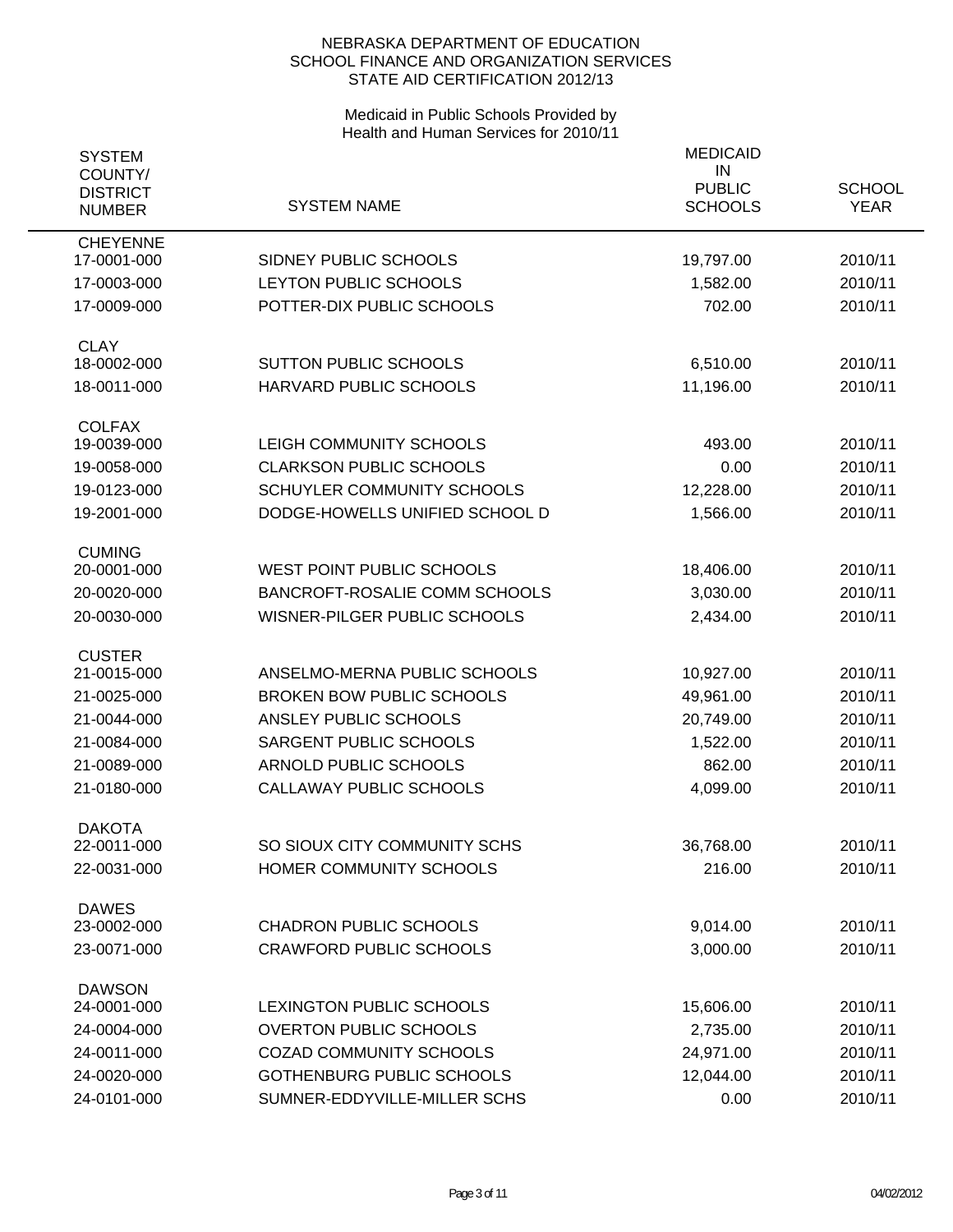NEBRASKA DEPARTMENT OF EDUCATION
SCHOOL FINANCE AND ORGANIZATION SERVICES
STATE AID CERTIFICATION 2012/13

Medicaid in Public Schools Provided by
Health and Human Services for 2010/11

| SYSTEM COUNTY/ DISTRICT NUMBER | SYSTEM NAME | MEDICAID IN PUBLIC SCHOOLS | SCHOOL YEAR |
|---|---|---|---|
| CHEYENNE | | | |
| 17-0001-000 | SIDNEY PUBLIC SCHOOLS | 19,797.00 | 2010/11 |
| 17-0003-000 | LEYTON PUBLIC SCHOOLS | 1,582.00 | 2010/11 |
| 17-0009-000 | POTTER-DIX PUBLIC SCHOOLS | 702.00 | 2010/11 |
| CLAY | | | |
| 18-0002-000 | SUTTON PUBLIC SCHOOLS | 6,510.00 | 2010/11 |
| 18-0011-000 | HARVARD PUBLIC SCHOOLS | 11,196.00 | 2010/11 |
| COLFAX | | | |
| 19-0039-000 | LEIGH COMMUNITY SCHOOLS | 493.00 | 2010/11 |
| 19-0058-000 | CLARKSON PUBLIC SCHOOLS | 0.00 | 2010/11 |
| 19-0123-000 | SCHUYLER COMMUNITY SCHOOLS | 12,228.00 | 2010/11 |
| 19-2001-000 | DODGE-HOWELLS UNIFIED SCHOOL D | 1,566.00 | 2010/11 |
| CUMING | | | |
| 20-0001-000 | WEST POINT PUBLIC SCHOOLS | 18,406.00 | 2010/11 |
| 20-0020-000 | BANCROFT-ROSALIE COMM SCHOOLS | 3,030.00 | 2010/11 |
| 20-0030-000 | WISNER-PILGER PUBLIC SCHOOLS | 2,434.00 | 2010/11 |
| CUSTER | | | |
| 21-0015-000 | ANSELMO-MERNA PUBLIC SCHOOLS | 10,927.00 | 2010/11 |
| 21-0025-000 | BROKEN BOW PUBLIC SCHOOLS | 49,961.00 | 2010/11 |
| 21-0044-000 | ANSLEY PUBLIC SCHOOLS | 20,749.00 | 2010/11 |
| 21-0084-000 | SARGENT PUBLIC SCHOOLS | 1,522.00 | 2010/11 |
| 21-0089-000 | ARNOLD PUBLIC SCHOOLS | 862.00 | 2010/11 |
| 21-0180-000 | CALLAWAY PUBLIC SCHOOLS | 4,099.00 | 2010/11 |
| DAKOTA | | | |
| 22-0011-000 | SO SIOUX CITY COMMUNITY SCHS | 36,768.00 | 2010/11 |
| 22-0031-000 | HOMER COMMUNITY SCHOOLS | 216.00 | 2010/11 |
| DAWES | | | |
| 23-0002-000 | CHADRON PUBLIC SCHOOLS | 9,014.00 | 2010/11 |
| 23-0071-000 | CRAWFORD PUBLIC SCHOOLS | 3,000.00 | 2010/11 |
| DAWSON | | | |
| 24-0001-000 | LEXINGTON PUBLIC SCHOOLS | 15,606.00 | 2010/11 |
| 24-0004-000 | OVERTON PUBLIC SCHOOLS | 2,735.00 | 2010/11 |
| 24-0011-000 | COZAD COMMUNITY SCHOOLS | 24,971.00 | 2010/11 |
| 24-0020-000 | GOTHENBURG PUBLIC SCHOOLS | 12,044.00 | 2010/11 |
| 24-0101-000 | SUMNER-EDDYVILLE-MILLER SCHS | 0.00 | 2010/11 |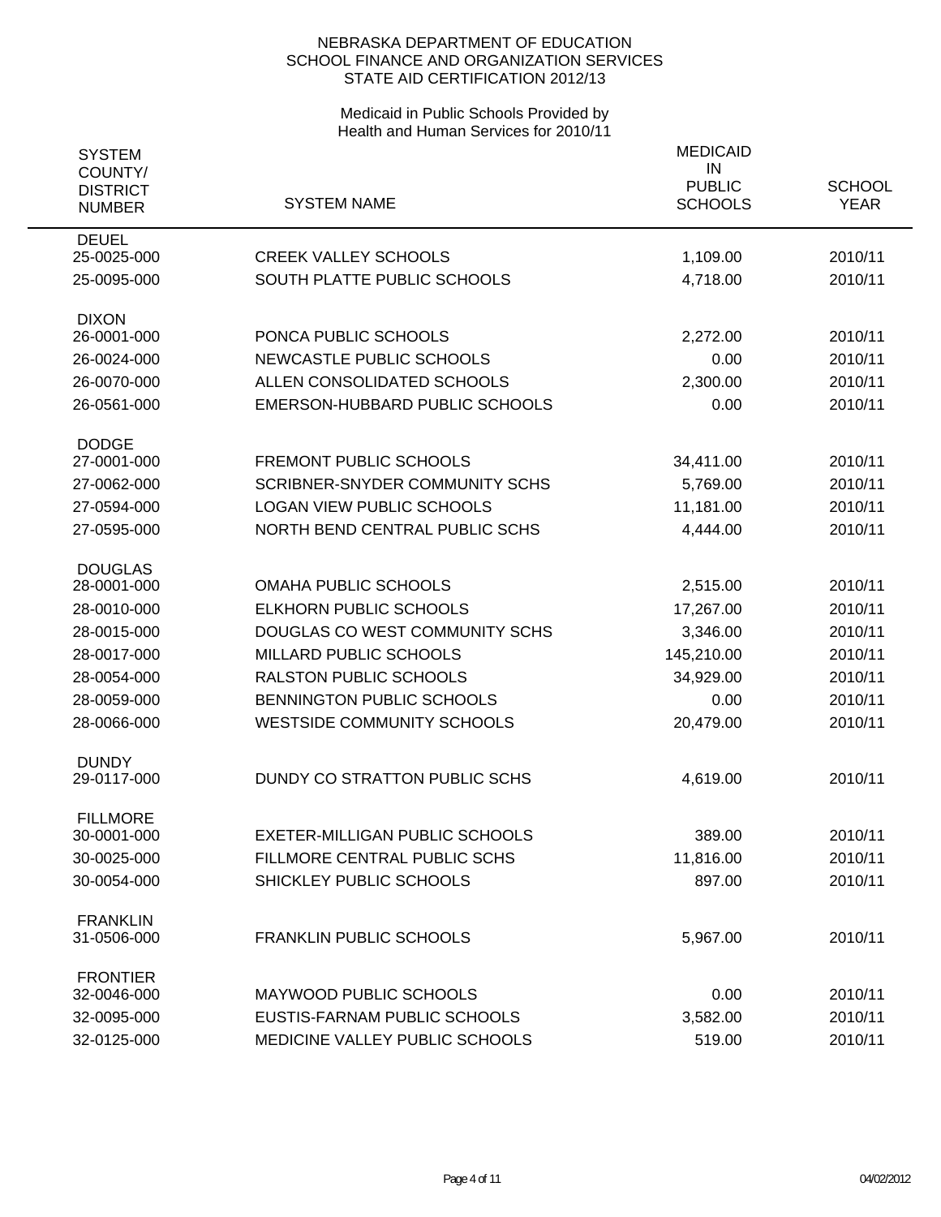NEBRASKA DEPARTMENT OF EDUCATION
SCHOOL FINANCE AND ORGANIZATION SERVICES
STATE AID CERTIFICATION 2012/13

Medicaid in Public Schools Provided by
Health and Human Services for 2010/11

| SYSTEM COUNTY/ DISTRICT NUMBER | SYSTEM NAME | MEDICAID IN PUBLIC SCHOOLS | SCHOOL YEAR |
|---|---|---|---|
| DEUEL | | | |
| 25-0025-000 | CREEK VALLEY SCHOOLS | 1,109.00 | 2010/11 |
| 25-0095-000 | SOUTH PLATTE PUBLIC SCHOOLS | 4,718.00 | 2010/11 |
| DIXON | | | |
| 26-0001-000 | PONCA PUBLIC SCHOOLS | 2,272.00 | 2010/11 |
| 26-0024-000 | NEWCASTLE PUBLIC SCHOOLS | 0.00 | 2010/11 |
| 26-0070-000 | ALLEN CONSOLIDATED SCHOOLS | 2,300.00 | 2010/11 |
| 26-0561-000 | EMERSON-HUBBARD PUBLIC SCHOOLS | 0.00 | 2010/11 |
| DODGE | | | |
| 27-0001-000 | FREMONT PUBLIC SCHOOLS | 34,411.00 | 2010/11 |
| 27-0062-000 | SCRIBNER-SNYDER COMMUNITY SCHS | 5,769.00 | 2010/11 |
| 27-0594-000 | LOGAN VIEW PUBLIC SCHOOLS | 11,181.00 | 2010/11 |
| 27-0595-000 | NORTH BEND CENTRAL PUBLIC SCHS | 4,444.00 | 2010/11 |
| DOUGLAS | | | |
| 28-0001-000 | OMAHA PUBLIC SCHOOLS | 2,515.00 | 2010/11 |
| 28-0010-000 | ELKHORN PUBLIC SCHOOLS | 17,267.00 | 2010/11 |
| 28-0015-000 | DOUGLAS CO WEST COMMUNITY SCHS | 3,346.00 | 2010/11 |
| 28-0017-000 | MILLARD PUBLIC SCHOOLS | 145,210.00 | 2010/11 |
| 28-0054-000 | RALSTON PUBLIC SCHOOLS | 34,929.00 | 2010/11 |
| 28-0059-000 | BENNINGTON PUBLIC SCHOOLS | 0.00 | 2010/11 |
| 28-0066-000 | WESTSIDE COMMUNITY SCHOOLS | 20,479.00 | 2010/11 |
| DUNDY | | | |
| 29-0117-000 | DUNDY CO STRATTON PUBLIC SCHS | 4,619.00 | 2010/11 |
| FILLMORE | | | |
| 30-0001-000 | EXETER-MILLIGAN PUBLIC SCHOOLS | 389.00 | 2010/11 |
| 30-0025-000 | FILLMORE CENTRAL PUBLIC SCHS | 11,816.00 | 2010/11 |
| 30-0054-000 | SHICKLEY PUBLIC SCHOOLS | 897.00 | 2010/11 |
| FRANKLIN | | | |
| 31-0506-000 | FRANKLIN PUBLIC SCHOOLS | 5,967.00 | 2010/11 |
| FRONTIER | | | |
| 32-0046-000 | MAYWOOD PUBLIC SCHOOLS | 0.00 | 2010/11 |
| 32-0095-000 | EUSTIS-FARNAM PUBLIC SCHOOLS | 3,582.00 | 2010/11 |
| 32-0125-000 | MEDICINE VALLEY PUBLIC SCHOOLS | 519.00 | 2010/11 |

04/02/2012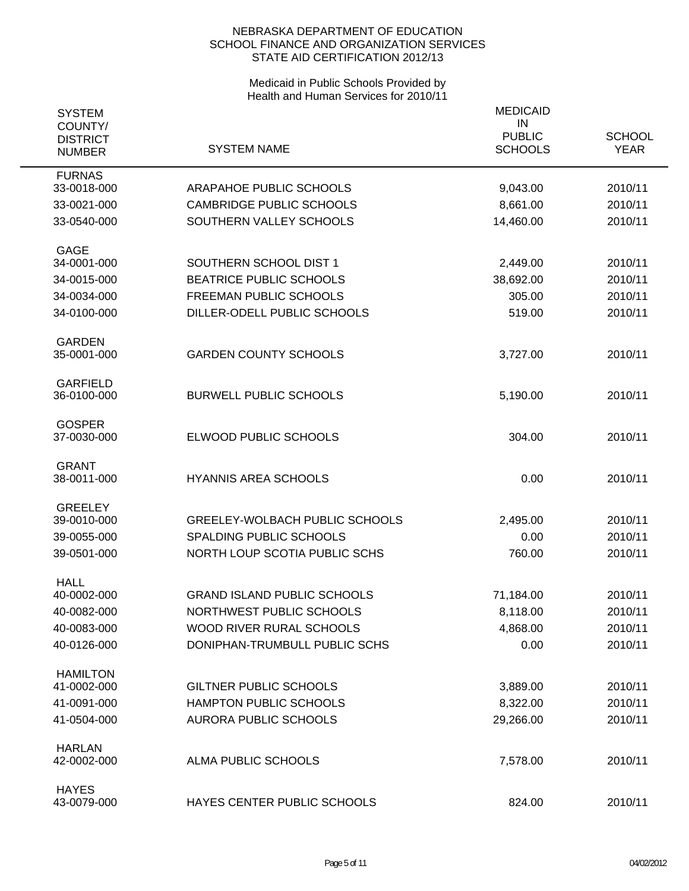NEBRASKA DEPARTMENT OF EDUCATION
SCHOOL FINANCE AND ORGANIZATION SERVICES
STATE AID CERTIFICATION 2012/13

Medicaid in Public Schools Provided by
Health and Human Services for 2010/11

| SYSTEM COUNTY/ DISTRICT NUMBER | SYSTEM NAME | MEDICAID IN PUBLIC SCHOOLS | SCHOOL YEAR |
|---|---|---|---|
| FURNAS | | | |
| 33-0018-000 | ARAPAHOE PUBLIC SCHOOLS | 9,043.00 | 2010/11 |
| 33-0021-000 | CAMBRIDGE PUBLIC SCHOOLS | 8,661.00 | 2010/11 |
| 33-0540-000 | SOUTHERN VALLEY SCHOOLS | 14,460.00 | 2010/11 |
| GAGE | | | |
| 34-0001-000 | SOUTHERN SCHOOL DIST 1 | 2,449.00 | 2010/11 |
| 34-0015-000 | BEATRICE PUBLIC SCHOOLS | 38,692.00 | 2010/11 |
| 34-0034-000 | FREEMAN PUBLIC SCHOOLS | 305.00 | 2010/11 |
| 34-0100-000 | DILLER-ODELL PUBLIC SCHOOLS | 519.00 | 2010/11 |
| GARDEN | | | |
| 35-0001-000 | GARDEN COUNTY SCHOOLS | 3,727.00 | 2010/11 |
| GARFIELD | | | |
| 36-0100-000 | BURWELL PUBLIC SCHOOLS | 5,190.00 | 2010/11 |
| GOSPER | | | |
| 37-0030-000 | ELWOOD PUBLIC SCHOOLS | 304.00 | 2010/11 |
| GRANT | | | |
| 38-0011-000 | HYANNIS AREA SCHOOLS | 0.00 | 2010/11 |
| GREELEY | | | |
| 39-0010-000 | GREELEY-WOLBACH PUBLIC SCHOOLS | 2,495.00 | 2010/11 |
| 39-0055-000 | SPALDING PUBLIC SCHOOLS | 0.00 | 2010/11 |
| 39-0501-000 | NORTH LOUP SCOTIA PUBLIC SCHS | 760.00 | 2010/11 |
| HALL | | | |
| 40-0002-000 | GRAND ISLAND PUBLIC SCHOOLS | 71,184.00 | 2010/11 |
| 40-0082-000 | NORTHWEST PUBLIC SCHOOLS | 8,118.00 | 2010/11 |
| 40-0083-000 | WOOD RIVER RURAL SCHOOLS | 4,868.00 | 2010/11 |
| 40-0126-000 | DONIPHAN-TRUMBULL PUBLIC SCHS | 0.00 | 2010/11 |
| HAMILTON | | | |
| 41-0002-000 | GILTNER PUBLIC SCHOOLS | 3,889.00 | 2010/11 |
| 41-0091-000 | HAMPTON PUBLIC SCHOOLS | 8,322.00 | 2010/11 |
| 41-0504-000 | AURORA PUBLIC SCHOOLS | 29,266.00 | 2010/11 |
| HARLAN | | | |
| 42-0002-000 | ALMA PUBLIC SCHOOLS | 7,578.00 | 2010/11 |
| HAYES | | | |
| 43-0079-000 | HAYES CENTER PUBLIC SCHOOLS | 824.00 | 2010/11 |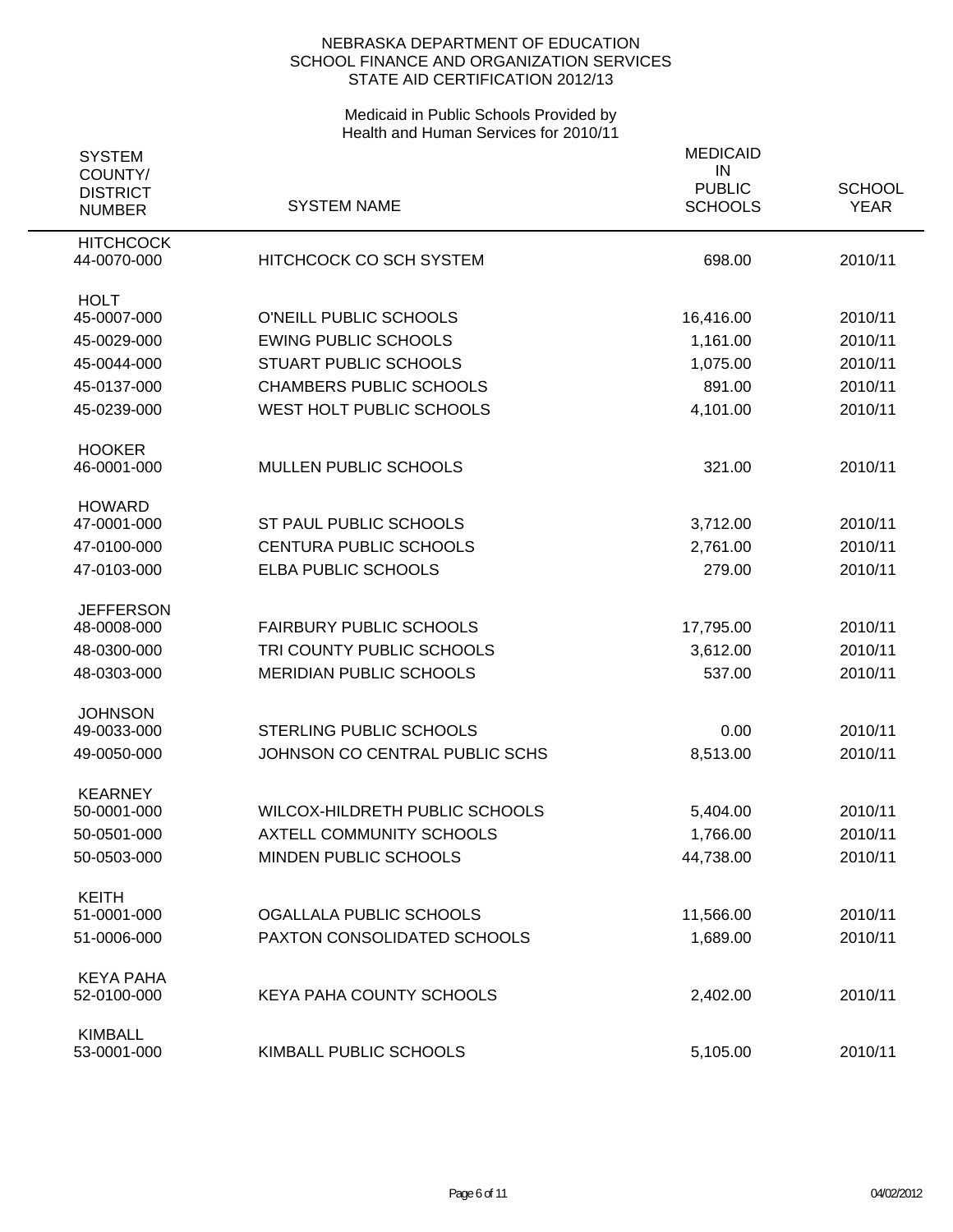NEBRASKA DEPARTMENT OF EDUCATION
SCHOOL FINANCE AND ORGANIZATION SERVICES
STATE AID CERTIFICATION 2012/13

Medicaid in Public Schools Provided by
Health and Human Services for 2010/11

| SYSTEM COUNTY/ DISTRICT NUMBER | SYSTEM NAME | MEDICAID IN PUBLIC SCHOOLS | SCHOOL YEAR |
|---|---|---|---|
| HITCHCOCK | | | |
| 44-0070-000 | HITCHCOCK CO SCH SYSTEM | 698.00 | 2010/11 |
| HOLT | | | |
| 45-0007-000 | O'NEILL PUBLIC SCHOOLS | 16,416.00 | 2010/11 |
| 45-0029-000 | EWING PUBLIC SCHOOLS | 1,161.00 | 2010/11 |
| 45-0044-000 | STUART PUBLIC SCHOOLS | 1,075.00 | 2010/11 |
| 45-0137-000 | CHAMBERS PUBLIC SCHOOLS | 891.00 | 2010/11 |
| 45-0239-000 | WEST HOLT PUBLIC SCHOOLS | 4,101.00 | 2010/11 |
| HOOKER | | | |
| 46-0001-000 | MULLEN PUBLIC SCHOOLS | 321.00 | 2010/11 |
| HOWARD | | | |
| 47-0001-000 | ST PAUL PUBLIC SCHOOLS | 3,712.00 | 2010/11 |
| 47-0100-000 | CENTURA PUBLIC SCHOOLS | 2,761.00 | 2010/11 |
| 47-0103-000 | ELBA PUBLIC SCHOOLS | 279.00 | 2010/11 |
| JEFFERSON | | | |
| 48-0008-000 | FAIRBURY PUBLIC SCHOOLS | 17,795.00 | 2010/11 |
| 48-0300-000 | TRI COUNTY PUBLIC SCHOOLS | 3,612.00 | 2010/11 |
| 48-0303-000 | MERIDIAN PUBLIC SCHOOLS | 537.00 | 2010/11 |
| JOHNSON | | | |
| 49-0033-000 | STERLING PUBLIC SCHOOLS | 0.00 | 2010/11 |
| 49-0050-000 | JOHNSON CO CENTRAL PUBLIC SCHS | 8,513.00 | 2010/11 |
| KEARNEY | | | |
| 50-0001-000 | WILCOX-HILDRETH PUBLIC SCHOOLS | 5,404.00 | 2010/11 |
| 50-0501-000 | AXTELL COMMUNITY SCHOOLS | 1,766.00 | 2010/11 |
| 50-0503-000 | MINDEN PUBLIC SCHOOLS | 44,738.00 | 2010/11 |
| KEITH | | | |
| 51-0001-000 | OGALLALA PUBLIC SCHOOLS | 11,566.00 | 2010/11 |
| 51-0006-000 | PAXTON CONSOLIDATED SCHOOLS | 1,689.00 | 2010/11 |
| KEYA PAHA | | | |
| 52-0100-000 | KEYA PAHA COUNTY SCHOOLS | 2,402.00 | 2010/11 |
| KIMBALL | | | |
| 53-0001-000 | KIMBALL PUBLIC SCHOOLS | 5,105.00 | 2010/11 |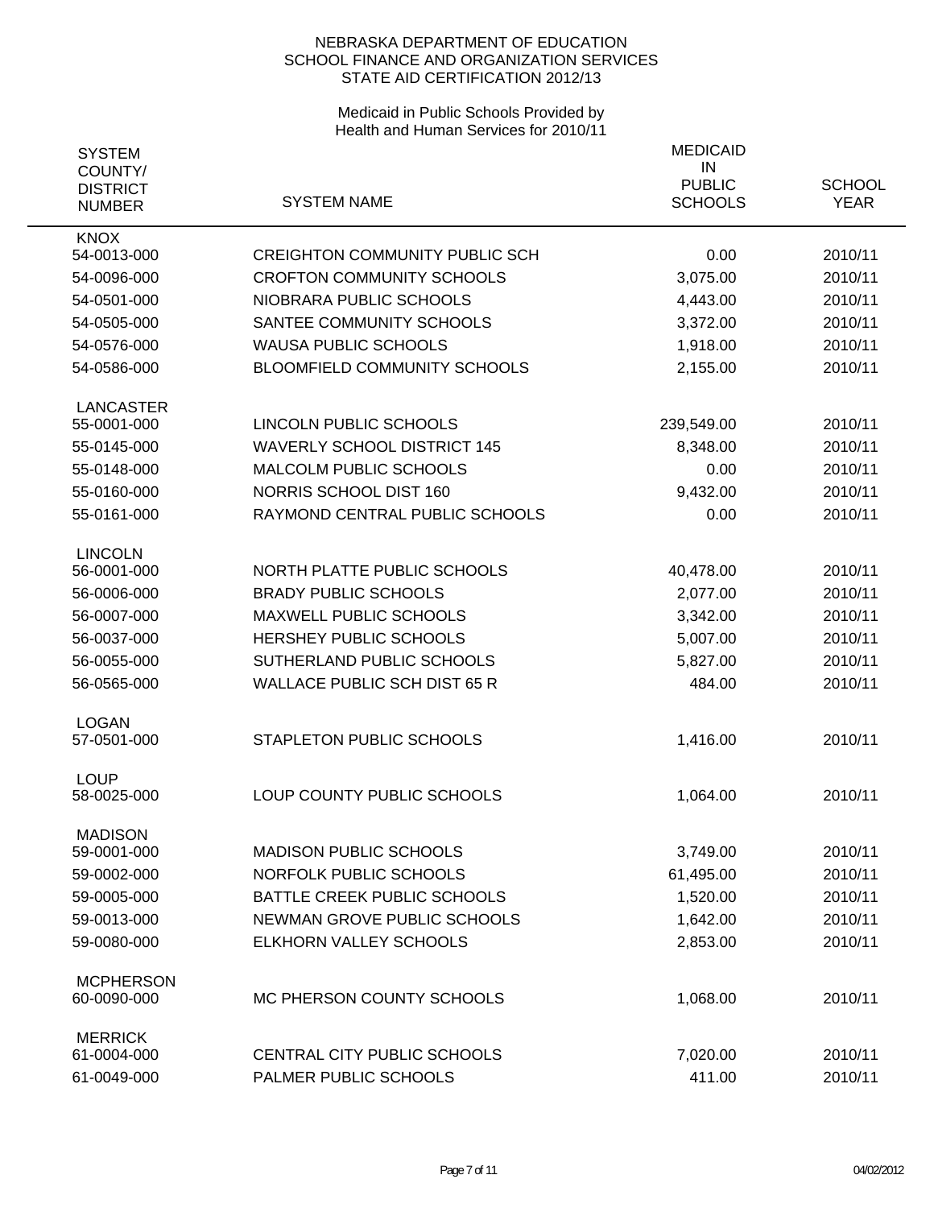NEBRASKA DEPARTMENT OF EDUCATION
SCHOOL FINANCE AND ORGANIZATION SERVICES
STATE AID CERTIFICATION 2012/13

Medicaid in Public Schools Provided by
Health and Human Services for 2010/11

| SYSTEM COUNTY/ DISTRICT NUMBER | SYSTEM NAME | MEDICAID IN PUBLIC SCHOOLS | SCHOOL YEAR |
|---|---|---|---|
| **KNOX** | | | |
| 54-0013-000 | CREIGHTON COMMUNITY PUBLIC SCH | 0.00 | 2010/11 |
| 54-0096-000 | CROFTON COMMUNITY SCHOOLS | 3,075.00 | 2010/11 |
| 54-0501-000 | NIOBRARA PUBLIC SCHOOLS | 4,443.00 | 2010/11 |
| 54-0505-000 | SANTEE COMMUNITY SCHOOLS | 3,372.00 | 2010/11 |
| 54-0576-000 | WAUSA PUBLIC SCHOOLS | 1,918.00 | 2010/11 |
| 54-0586-000 | BLOOMFIELD COMMUNITY SCHOOLS | 2,155.00 | 2010/11 |
| **LANCASTER** | | | |
| 55-0001-000 | LINCOLN PUBLIC SCHOOLS | 239,549.00 | 2010/11 |
| 55-0145-000 | WAVERLY SCHOOL DISTRICT 145 | 8,348.00 | 2010/11 |
| 55-0148-000 | MALCOLM PUBLIC SCHOOLS | 0.00 | 2010/11 |
| 55-0160-000 | NORRIS SCHOOL DIST 160 | 9,432.00 | 2010/11 |
| 55-0161-000 | RAYMOND CENTRAL PUBLIC SCHOOLS | 0.00 | 2010/11 |
| **LINCOLN** | | | |
| 56-0001-000 | NORTH PLATTE PUBLIC SCHOOLS | 40,478.00 | 2010/11 |
| 56-0006-000 | BRADY PUBLIC SCHOOLS | 2,077.00 | 2010/11 |
| 56-0007-000 | MAXWELL PUBLIC SCHOOLS | 3,342.00 | 2010/11 |
| 56-0037-000 | HERSHEY PUBLIC SCHOOLS | 5,007.00 | 2010/11 |
| 56-0055-000 | SUTHERLAND PUBLIC SCHOOLS | 5,827.00 | 2010/11 |
| 56-0565-000 | WALLACE PUBLIC SCH DIST 65 R | 484.00 | 2010/11 |
| **LOGAN** | | | |
| 57-0501-000 | STAPLETON PUBLIC SCHOOLS | 1,416.00 | 2010/11 |
| **LOUP** | | | |
| 58-0025-000 | LOUP COUNTY PUBLIC SCHOOLS | 1,064.00 | 2010/11 |
| **MADISON** | | | |
| 59-0001-000 | MADISON PUBLIC SCHOOLS | 3,749.00 | 2010/11 |
| 59-0002-000 | NORFOLK PUBLIC SCHOOLS | 61,495.00 | 2010/11 |
| 59-0005-000 | BATTLE CREEK PUBLIC SCHOOLS | 1,520.00 | 2010/11 |
| 59-0013-000 | NEWMAN GROVE PUBLIC SCHOOLS | 1,642.00 | 2010/11 |
| 59-0080-000 | ELKHORN VALLEY SCHOOLS | 2,853.00 | 2010/11 |
| **MCPHERSON** | | | |
| 60-0090-000 | MC PHERSON COUNTY SCHOOLS | 1,068.00 | 2010/11 |
| **MERRICK** | | | |
| 61-0004-000 | CENTRAL CITY PUBLIC SCHOOLS | 7,020.00 | 2010/11 |
| 61-0049-000 | PALMER PUBLIC SCHOOLS | 411.00 | 2010/11 |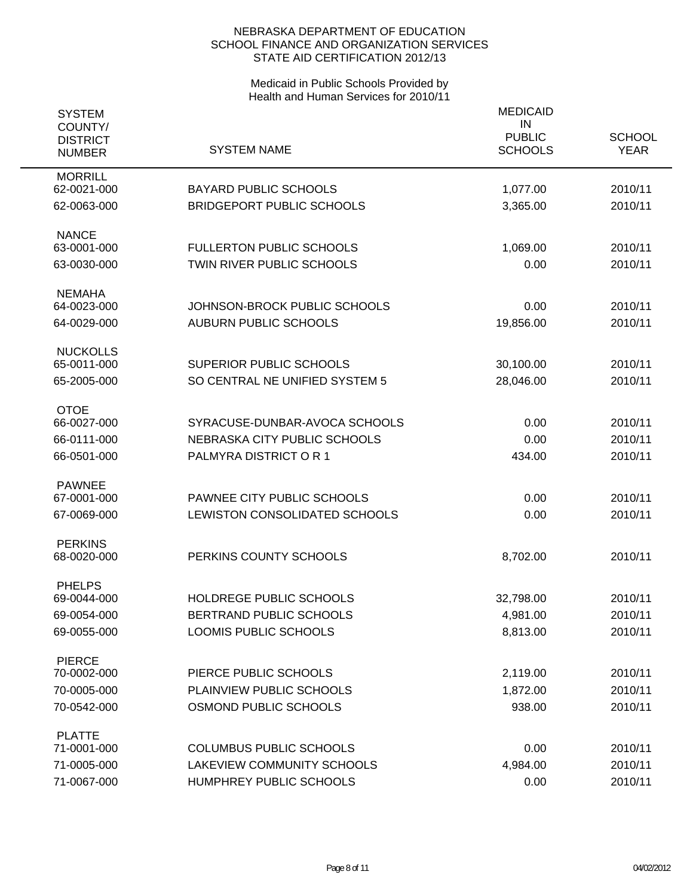NEBRASKA DEPARTMENT OF EDUCATION
SCHOOL FINANCE AND ORGANIZATION SERVICES
STATE AID CERTIFICATION 2012/13

Medicaid in Public Schools Provided by
Health and Human Services for 2010/11

| SYSTEM COUNTY/ DISTRICT NUMBER | SYSTEM NAME | MEDICAID IN PUBLIC SCHOOLS | SCHOOL YEAR |
|---|---|---|---|
| **MORRILL** | | | |
| 62-0021-000 | BAYARD PUBLIC SCHOOLS | 1,077.00 | 2010/11 |
| 62-0063-000 | BRIDGEPORT PUBLIC SCHOOLS | 3,365.00 | 2010/11 |
| **NANCE** | | | |
| 63-0001-000 | FULLERTON PUBLIC SCHOOLS | 1,069.00 | 2010/11 |
| 63-0030-000 | TWIN RIVER PUBLIC SCHOOLS | 0.00 | 2010/11 |
| **NEMAHA** | | | |
| 64-0023-000 | JOHNSON-BROCK PUBLIC SCHOOLS | 0.00 | 2010/11 |
| 64-0029-000 | AUBURN PUBLIC SCHOOLS | 19,856.00 | 2010/11 |
| **NUCKOLLS** | | | |
| 65-0011-000 | SUPERIOR PUBLIC SCHOOLS | 30,100.00 | 2010/11 |
| 65-2005-000 | SO CENTRAL NE UNIFIED SYSTEM 5 | 28,046.00 | 2010/11 |
| **OTOE** | | | |
| 66-0027-000 | SYRACUSE-DUNBAR-AVOCA SCHOOLS | 0.00 | 2010/11 |
| 66-0111-000 | NEBRASKA CITY PUBLIC SCHOOLS | 0.00 | 2010/11 |
| 66-0501-000 | PALMYRA DISTRICT O R 1 | 434.00 | 2010/11 |
| **PAWNEE** | | | |
| 67-0001-000 | PAWNEE CITY PUBLIC SCHOOLS | 0.00 | 2010/11 |
| 67-0069-000 | LEWISTON CONSOLIDATED SCHOOLS | 0.00 | 2010/11 |
| **PERKINS** | | | |
| 68-0020-000 | PERKINS COUNTY SCHOOLS | 8,702.00 | 2010/11 |
| **PHELPS** | | | |
| 69-0044-000 | HOLDREGE PUBLIC SCHOOLS | 32,798.00 | 2010/11 |
| 69-0054-000 | BERTRAND PUBLIC SCHOOLS | 4,981.00 | 2010/11 |
| 69-0055-000 | LOOMIS PUBLIC SCHOOLS | 8,813.00 | 2010/11 |
| **PIERCE** | | | |
| 70-0002-000 | PIERCE PUBLIC SCHOOLS | 2,119.00 | 2010/11 |
| 70-0005-000 | PLAINVIEW PUBLIC SCHOOLS | 1,872.00 | 2010/11 |
| 70-0542-000 | OSMOND PUBLIC SCHOOLS | 938.00 | 2010/11 |
| **PLATTE** | | | |
| 71-0001-000 | COLUMBUS PUBLIC SCHOOLS | 0.00 | 2010/11 |
| 71-0005-000 | LAKEVIEW COMMUNITY SCHOOLS | 4,984.00 | 2010/11 |
| 71-0067-000 | HUMPHREY PUBLIC SCHOOLS | 0.00 | 2010/11 |

04/02/2012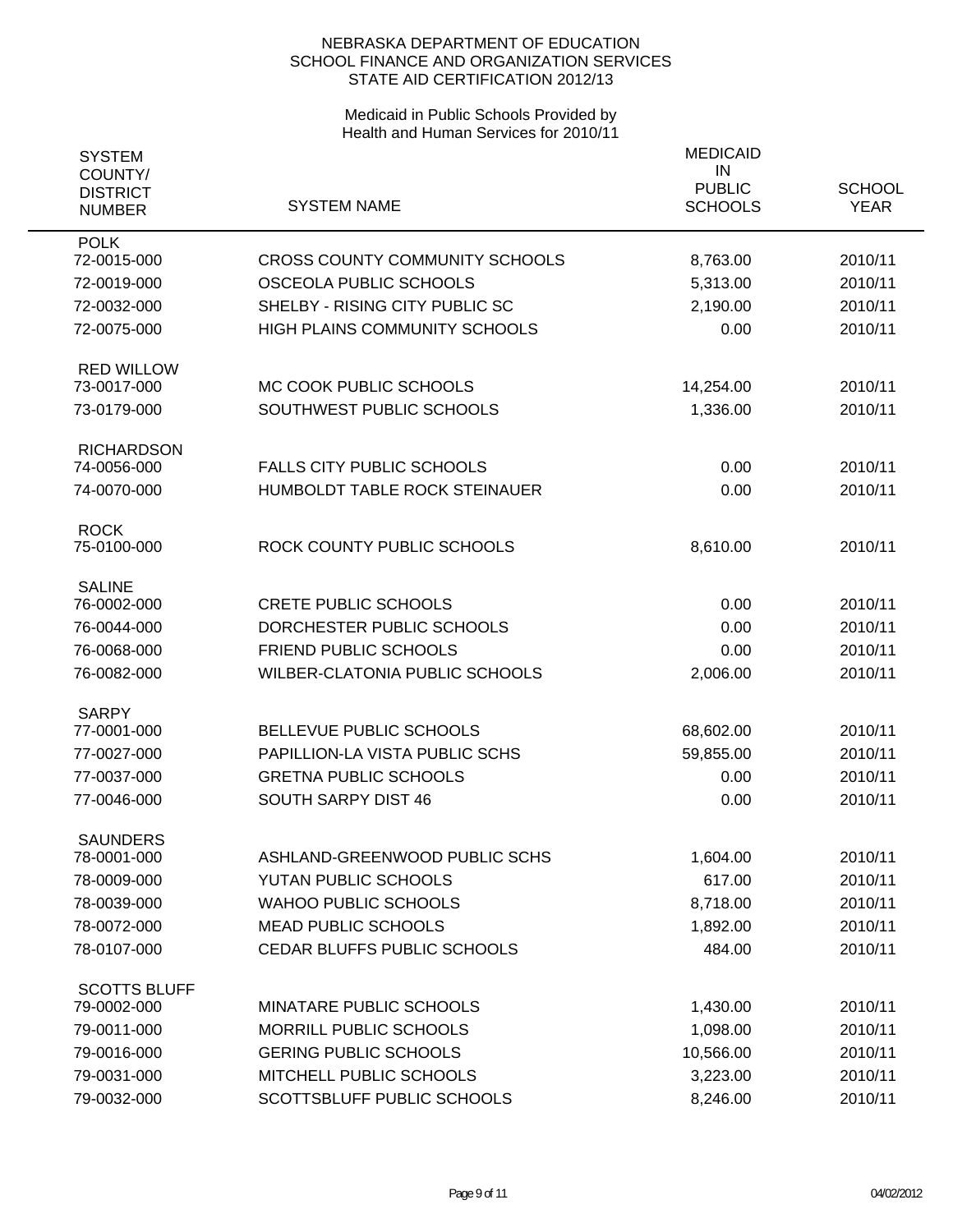NEBRASKA DEPARTMENT OF EDUCATION
SCHOOL FINANCE AND ORGANIZATION SERVICES
STATE AID CERTIFICATION 2012/13

Medicaid in Public Schools Provided by
Health and Human Services for 2010/11

| SYSTEM COUNTY/ DISTRICT NUMBER | SYSTEM NAME | MEDICAID IN PUBLIC SCHOOLS | SCHOOL YEAR |
|---|---|---|---|
| **POLK** | | | |
| 72-0015-000 | CROSS COUNTY COMMUNITY SCHOOLS | 8,763.00 | 2010/11 |
| 72-0019-000 | OSCEOLA PUBLIC SCHOOLS | 5,313.00 | 2010/11 |
| 72-0032-000 | SHELBY - RISING CITY PUBLIC SC | 2,190.00 | 2010/11 |
| 72-0075-000 | HIGH PLAINS COMMUNITY SCHOOLS | 0.00 | 2010/11 |
| **RED WILLOW** | | | |
| 73-0017-000 | MC COOK PUBLIC SCHOOLS | 14,254.00 | 2010/11 |
| 73-0179-000 | SOUTHWEST PUBLIC SCHOOLS | 1,336.00 | 2010/11 |
| **RICHARDSON** | | | |
| 74-0056-000 | FALLS CITY PUBLIC SCHOOLS | 0.00 | 2010/11 |
| 74-0070-000 | HUMBOLDT TABLE ROCK STEINAUER | 0.00 | 2010/11 |
| **ROCK** | | | |
| 75-0100-000 | ROCK COUNTY PUBLIC SCHOOLS | 8,610.00 | 2010/11 |
| **SALINE** | | | |
| 76-0002-000 | CRETE PUBLIC SCHOOLS | 0.00 | 2010/11 |
| 76-0044-000 | DORCHESTER PUBLIC SCHOOLS | 0.00 | 2010/11 |
| 76-0068-000 | FRIEND PUBLIC SCHOOLS | 0.00 | 2010/11 |
| 76-0082-000 | WILBER-CLATONIA PUBLIC SCHOOLS | 2,006.00 | 2010/11 |
| **SARPY** | | | |
| 77-0001-000 | BELLEVUE PUBLIC SCHOOLS | 68,602.00 | 2010/11 |
| 77-0027-000 | PAPILLION-LA VISTA PUBLIC SCHS | 59,855.00 | 2010/11 |
| 77-0037-000 | GRETNA PUBLIC SCHOOLS | 0.00 | 2010/11 |
| 77-0046-000 | SOUTH SARPY DIST 46 | 0.00 | 2010/11 |
| **SAUNDERS** | | | |
| 78-0001-000 | ASHLAND-GREENWOOD PUBLIC SCHS | 1,604.00 | 2010/11 |
| 78-0009-000 | YUTAN PUBLIC SCHOOLS | 617.00 | 2010/11 |
| 78-0039-000 | WAHOO PUBLIC SCHOOLS | 8,718.00 | 2010/11 |
| 78-0072-000 | MEAD PUBLIC SCHOOLS | 1,892.00 | 2010/11 |
| 78-0107-000 | CEDAR BLUFFS PUBLIC SCHOOLS | 484.00 | 2010/11 |
| **SCOTTS BLUFF** | | | |
| 79-0002-000 | MINATARE PUBLIC SCHOOLS | 1,430.00 | 2010/11 |
| 79-0011-000 | MORRILL PUBLIC SCHOOLS | 1,098.00 | 2010/11 |
| 79-0016-000 | GERING PUBLIC SCHOOLS | 10,566.00 | 2010/11 |
| 79-0031-000 | MITCHELL PUBLIC SCHOOLS | 3,223.00 | 2010/11 |
| 79-0032-000 | SCOTTSBLUFF PUBLIC SCHOOLS | 8,246.00 | 2010/11 |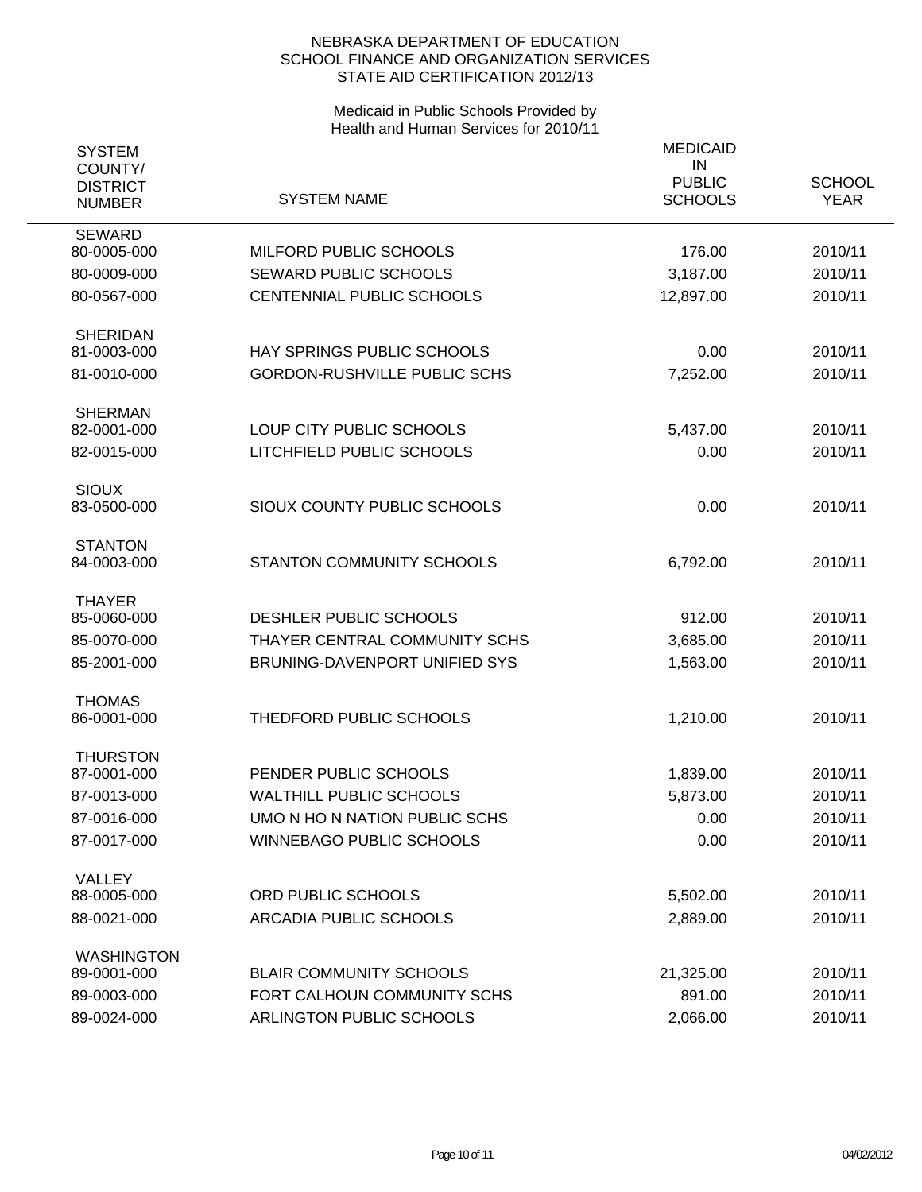NEBRASKA DEPARTMENT OF EDUCATION
SCHOOL FINANCE AND ORGANIZATION SERVICES
STATE AID CERTIFICATION 2012/13

Medicaid in Public Schools Provided by
Health and Human Services for 2010/11

| SYSTEM COUNTY/ DISTRICT NUMBER | SYSTEM NAME | MEDICAID IN PUBLIC SCHOOLS | SCHOOL YEAR |
|---|---|---|---|
| SEWARD | | | |
| 80-0005-000 | MILFORD PUBLIC SCHOOLS | 176.00 | 2010/11 |
| 80-0009-000 | SEWARD PUBLIC SCHOOLS | 3,187.00 | 2010/11 |
| 80-0567-000 | CENTENNIAL PUBLIC SCHOOLS | 12,897.00 | 2010/11 |
| SHERIDAN | | | |
| 81-0003-000 | HAY SPRINGS PUBLIC SCHOOLS | 0.00 | 2010/11 |
| 81-0010-000 | GORDON-RUSHVILLE PUBLIC SCHS | 7,252.00 | 2010/11 |
| SHERMAN | | | |
| 82-0001-000 | LOUP CITY PUBLIC SCHOOLS | 5,437.00 | 2010/11 |
| 82-0015-000 | LITCHFIELD PUBLIC SCHOOLS | 0.00 | 2010/11 |
| SIOUX | | | |
| 83-0500-000 | SIOUX COUNTY PUBLIC SCHOOLS | 0.00 | 2010/11 |
| STANTON | | | |
| 84-0003-000 | STANTON COMMUNITY SCHOOLS | 6,792.00 | 2010/11 |
| THAYER | | | |
| 85-0060-000 | DESHLER PUBLIC SCHOOLS | 912.00 | 2010/11 |
| 85-0070-000 | THAYER CENTRAL COMMUNITY SCHS | 3,685.00 | 2010/11 |
| 85-2001-000 | BRUNING-DAVENPORT UNIFIED SYS | 1,563.00 | 2010/11 |
| THOMAS | | | |
| 86-0001-000 | THEDFORD PUBLIC SCHOOLS | 1,210.00 | 2010/11 |
| THURSTON | | | |
| 87-0001-000 | PENDER PUBLIC SCHOOLS | 1,839.00 | 2010/11 |
| 87-0013-000 | WALTHILL PUBLIC SCHOOLS | 5,873.00 | 2010/11 |
| 87-0016-000 | UMO N HO N NATION PUBLIC SCHS | 0.00 | 2010/11 |
| 87-0017-000 | WINNEBAGO PUBLIC SCHOOLS | 0.00 | 2010/11 |
| VALLEY | | | |
| 88-0005-000 | ORD PUBLIC SCHOOLS | 5,502.00 | 2010/11 |
| 88-0021-000 | ARCADIA PUBLIC SCHOOLS | 2,889.00 | 2010/11 |
| WASHINGTON | | | |
| 89-0001-000 | BLAIR COMMUNITY SCHOOLS | 21,325.00 | 2010/11 |
| 89-0003-000 | FORT CALHOUN COMMUNITY SCHS | 891.00 | 2010/11 |
| 89-0024-000 | ARLINGTON PUBLIC SCHOOLS | 2,066.00 | 2010/11 |

04/02/2012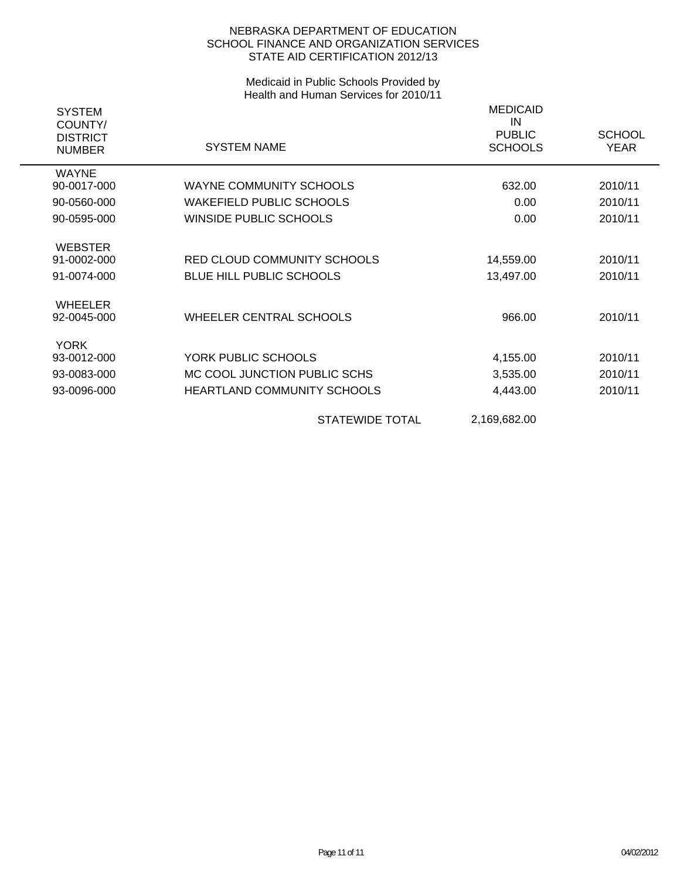NEBRASKA DEPARTMENT OF EDUCATION
SCHOOL FINANCE AND ORGANIZATION SERVICES
STATE AID CERTIFICATION 2012/13

Medicaid in Public Schools Provided by
Health and Human Services for 2010/11

| SYSTEM COUNTY/ DISTRICT NUMBER | SYSTEM NAME | MEDICAID IN PUBLIC SCHOOLS | SCHOOL YEAR |
|---|---|---|---|
| WAYNE | | | |
| 90-0017-000 | WAYNE COMMUNITY SCHOOLS | 632.00 | 2010/11 |
| 90-0560-000 | WAKEFIELD PUBLIC SCHOOLS | 0.00 | 2010/11 |
| 90-0595-000 | WINSIDE PUBLIC SCHOOLS | 0.00 | 2010/11 |
| WEBSTER | | | |
| 91-0002-000 | RED CLOUD COMMUNITY SCHOOLS | 14,559.00 | 2010/11 |
| 91-0074-000 | BLUE HILL PUBLIC SCHOOLS | 13,497.00 | 2010/11 |
| WHEELER | | | |
| 92-0045-000 | WHEELER CENTRAL SCHOOLS | 966.00 | 2010/11 |
| YORK | | | |
| 93-0012-000 | YORK PUBLIC SCHOOLS | 4,155.00 | 2010/11 |
| 93-0083-000 | MC COOL JUNCTION PUBLIC SCHS | 3,535.00 | 2010/11 |
| 93-0096-000 | HEARTLAND COMMUNITY SCHOOLS | 4,443.00 | 2010/11 |
| | STATEWIDE TOTAL | 2,169,682.00 | |

04/02/2012